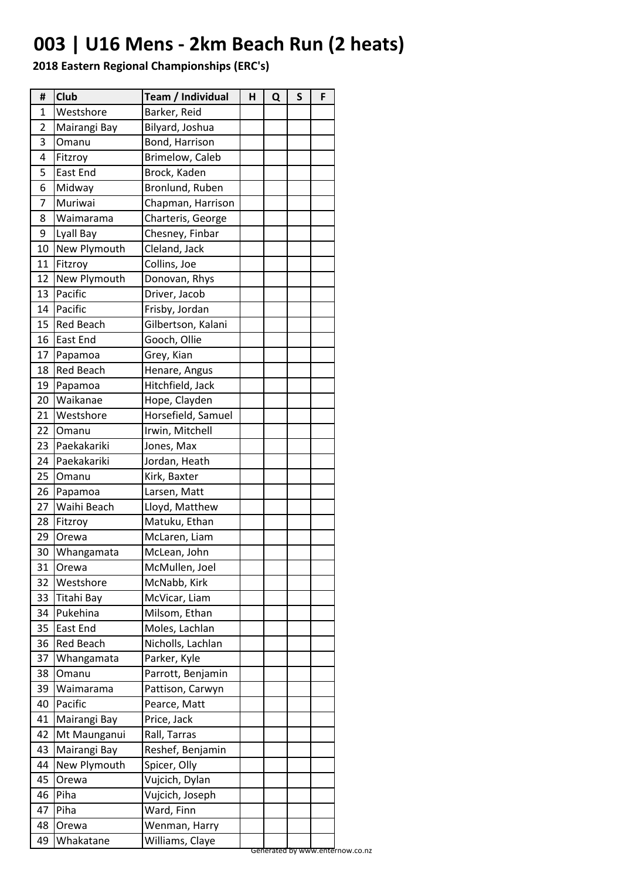# 003 | U16 Mens - 2km Beach Run (2 heats)

**2018 Eastern Regional Championships (ERC's)**

| # | Club | Team / Individual | H | Q | S | F |
|---|---|---|---|---|---|---|
| 1 | Westshore | Barker, Reid | | | | |
| 2 | Mairangi Bay | Bilyard, Joshua | | | | |
| 3 | Omanu | Bond, Harrison | | | | |
| 4 | Fitzroy | Brimelow, Caleb | | | | |
| 5 | East End | Brock, Kaden | | | | |
| 6 | Midway | Bronlund, Ruben | | | | |
| 7 | Muriwai | Chapman, Harrison | | | | |
| 8 | Waimarama | Charteris, George | | | | |
| 9 | Lyall Bay | Chesney, Finbar | | | | |
| 10 | New Plymouth | Cleland, Jack | | | | |
| 11 | Fitzroy | Collins, Joe | | | | |
| 12 | New Plymouth | Donovan, Rhys | | | | |
| 13 | Pacific | Driver, Jacob | | | | |
| 14 | Pacific | Frisby, Jordan | | | | |
| 15 | Red Beach | Gilbertson, Kalani | | | | |
| 16 | East End | Gooch, Ollie | | | | |
| 17 | Papamoa | Grey, Kian | | | | |
| 18 | Red Beach | Henare, Angus | | | | |
| 19 | Papamoa | Hitchfield, Jack | | | | |
| 20 | Waikanae | Hope, Clayden | | | | |
| 21 | Westshore | Horsefield, Samuel | | | | |
| 22 | Omanu | Irwin, Mitchell | | | | |
| 23 | Paekakariki | Jones, Max | | | | |
| 24 | Paekakariki | Jordan, Heath | | | | |
| 25 | Omanu | Kirk, Baxter | | | | |
| 26 | Papamoa | Larsen, Matt | | | | |
| 27 | Waihi Beach | Lloyd, Matthew | | | | |
| 28 | Fitzroy | Matuku, Ethan | | | | |
| 29 | Orewa | McLaren, Liam | | | | |
| 30 | Whangamata | McLean, John | | | | |
| 31 | Orewa | McMullen, Joel | | | | |
| 32 | Westshore | McNabb, Kirk | | | | |
| 33 | Titahi Bay | McVicar, Liam | | | | |
| 34 | Pukehina | Milsom, Ethan | | | | |
| 35 | East End | Moles, Lachlan | | | | |
| 36 | Red Beach | Nicholls, Lachlan | | | | |
| 37 | Whangamata | Parker, Kyle | | | | |
| 38 | Omanu | Parrott, Benjamin | | | | |
| 39 | Waimarama | Pattison, Carwyn | | | | |
| 40 | Pacific | Pearce, Matt | | | | |
| 41 | Mairangi Bay | Price, Jack | | | | |
| 42 | Mt Maunganui | Rall, Tarras | | | | |
| 43 | Mairangi Bay | Reshef, Benjamin | | | | |
| 44 | New Plymouth | Spicer, Olly | | | | |
| 45 | Orewa | Vujcich, Dylan | | | | |
| 46 | Piha | Vujcich, Joseph | | | | |
| 47 | Piha | Ward, Finn | | | | |
| 48 | Orewa | Wenman, Harry | | | | |
| 49 | Whakatane | Williams, Claye | | | | |

Generated by www.enternow.co.nz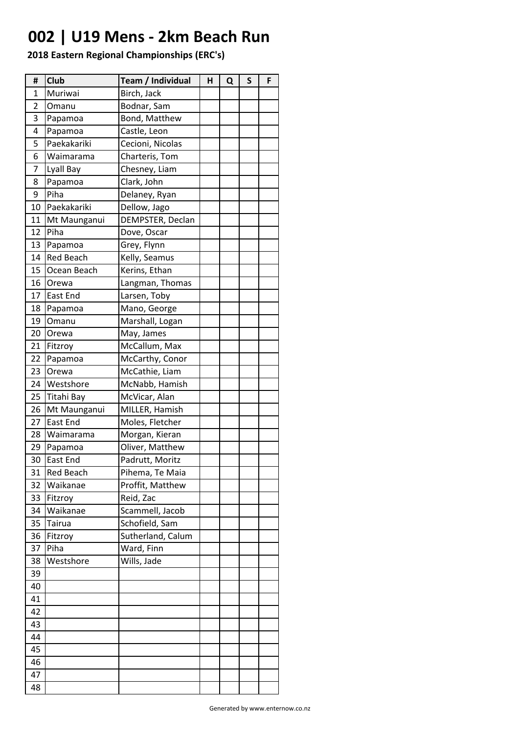# 002 | U19 Mens - 2km Beach Run

**2018 Eastern Regional Championships (ERC's)**

| # | Club | Team / Individual | H | Q | S | F |
|---|---|---|---|---|---|---|
| 1 | Muriwai | Birch, Jack | | | | |
| 2 | Omanu | Bodnar, Sam | | | | |
| 3 | Papamoa | Bond, Matthew | | | | |
| 4 | Papamoa | Castle, Leon | | | | |
| 5 | Paekakariki | Cecioni, Nicolas | | | | |
| 6 | Waimarama | Charteris, Tom | | | | |
| 7 | Lyall Bay | Chesney, Liam | | | | |
| 8 | Papamoa | Clark, John | | | | |
| 9 | Piha | Delaney, Ryan | | | | |
| 10 | Paekakariki | Dellow, Jago | | | | |
| 11 | Mt Maunganui | DEMPSTER, Declan | | | | |
| 12 | Piha | Dove, Oscar | | | | |
| 13 | Papamoa | Grey, Flynn | | | | |
| 14 | Red Beach | Kelly, Seamus | | | | |
| 15 | Ocean Beach | Kerins, Ethan | | | | |
| 16 | Orewa | Langman, Thomas | | | | |
| 17 | East End | Larsen, Toby | | | | |
| 18 | Papamoa | Mano, George | | | | |
| 19 | Omanu | Marshall, Logan | | | | |
| 20 | Orewa | May, James | | | | |
| 21 | Fitzroy | McCallum, Max | | | | |
| 22 | Papamoa | McCarthy, Conor | | | | |
| 23 | Orewa | McCathie, Liam | | | | |
| 24 | Westshore | McNabb, Hamish | | | | |
| 25 | Titahi Bay | McVicar, Alan | | | | |
| 26 | Mt Maunganui | MILLER, Hamish | | | | |
| 27 | East End | Moles, Fletcher | | | | |
| 28 | Waimarama | Morgan, Kieran | | | | |
| 29 | Papamoa | Oliver, Matthew | | | | |
| 30 | East End | Padrutt, Moritz | | | | |
| 31 | Red Beach | Pihema, Te Maia | | | | |
| 32 | Waikanae | Proffit, Matthew | | | | |
| 33 | Fitzroy | Reid, Zac | | | | |
| 34 | Waikanae | Scammell, Jacob | | | | |
| 35 | Tairua | Schofield, Sam | | | | |
| 36 | Fitzroy | Sutherland, Calum | | | | |
| 37 | Piha | Ward, Finn | | | | |
| 38 | Westshore | Wills, Jade | | | | |
| 39 | | | | | | |
| 40 | | | | | | |
| 41 | | | | | | |
| 42 | | | | | | |
| 43 | | | | | | |
| 44 | | | | | | |
| 45 | | | | | | |
| 46 | | | | | | |
| 47 | | | | | | |
| 48 | | | | | | |

Generated by www.enternow.co.nz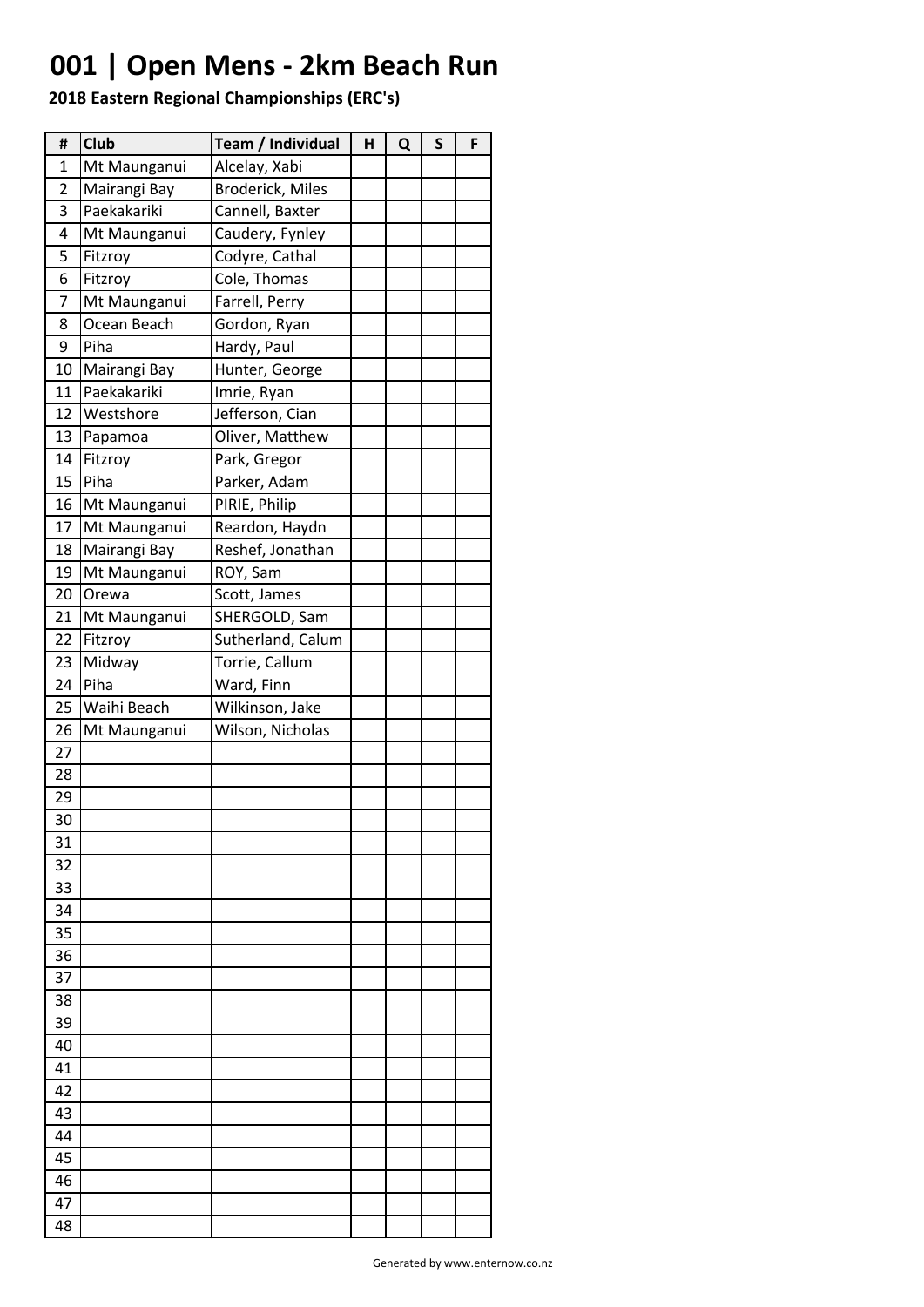# 001 | Open Mens - 2km Beach Run

**2018 Eastern Regional Championships (ERC's)**

| # | Club | Team / Individual | H | Q | S | F |
|---|---|---|---|---|---|---|
| 1 | Mt Maunganui | Alcelay, Xabi | | | | |
| 2 | Mairangi Bay | Broderick, Miles | | | | |
| 3 | Paekakariki | Cannell, Baxter | | | | |
| 4 | Mt Maunganui | Caudery, Fynley | | | | |
| 5 | Fitzroy | Codyre, Cathal | | | | |
| 6 | Fitzroy | Cole, Thomas | | | | |
| 7 | Mt Maunganui | Farrell, Perry | | | | |
| 8 | Ocean Beach | Gordon, Ryan | | | | |
| 9 | Piha | Hardy, Paul | | | | |
| 10 | Mairangi Bay | Hunter, George | | | | |
| 11 | Paekakariki | Imrie, Ryan | | | | |
| 12 | Westshore | Jefferson, Cian | | | | |
| 13 | Papamoa | Oliver, Matthew | | | | |
| 14 | Fitzroy | Park, Gregor | | | | |
| 15 | Piha | Parker, Adam | | | | |
| 16 | Mt Maunganui | PIRIE, Philip | | | | |
| 17 | Mt Maunganui | Reardon, Haydn | | | | |
| 18 | Mairangi Bay | Reshef, Jonathan | | | | |
| 19 | Mt Maunganui | ROY, Sam | | | | |
| 20 | Orewa | Scott, James | | | | |
| 21 | Mt Maunganui | SHERGOLD, Sam | | | | |
| 22 | Fitzroy | Sutherland, Calum | | | | |
| 23 | Midway | Torrie, Callum | | | | |
| 24 | Piha | Ward, Finn | | | | |
| 25 | Waihi Beach | Wilkinson, Jake | | | | |
| 26 | Mt Maunganui | Wilson, Nicholas | | | | |
| 27 | | | | | | |
| 28 | | | | | | |
| 29 | | | | | | |
| 30 | | | | | | |
| 31 | | | | | | |
| 32 | | | | | | |
| 33 | | | | | | |
| 34 | | | | | | |
| 35 | | | | | | |
| 36 | | | | | | |
| 37 | | | | | | |
| 38 | | | | | | |
| 39 | | | | | | |
| 40 | | | | | | |
| 41 | | | | | | |
| 42 | | | | | | |
| 43 | | | | | | |
| 44 | | | | | | |
| 45 | | | | | | |
| 46 | | | | | | |
| 47 | | | | | | |
| 48 | | | | | | |

Generated by www.enternow.co.nz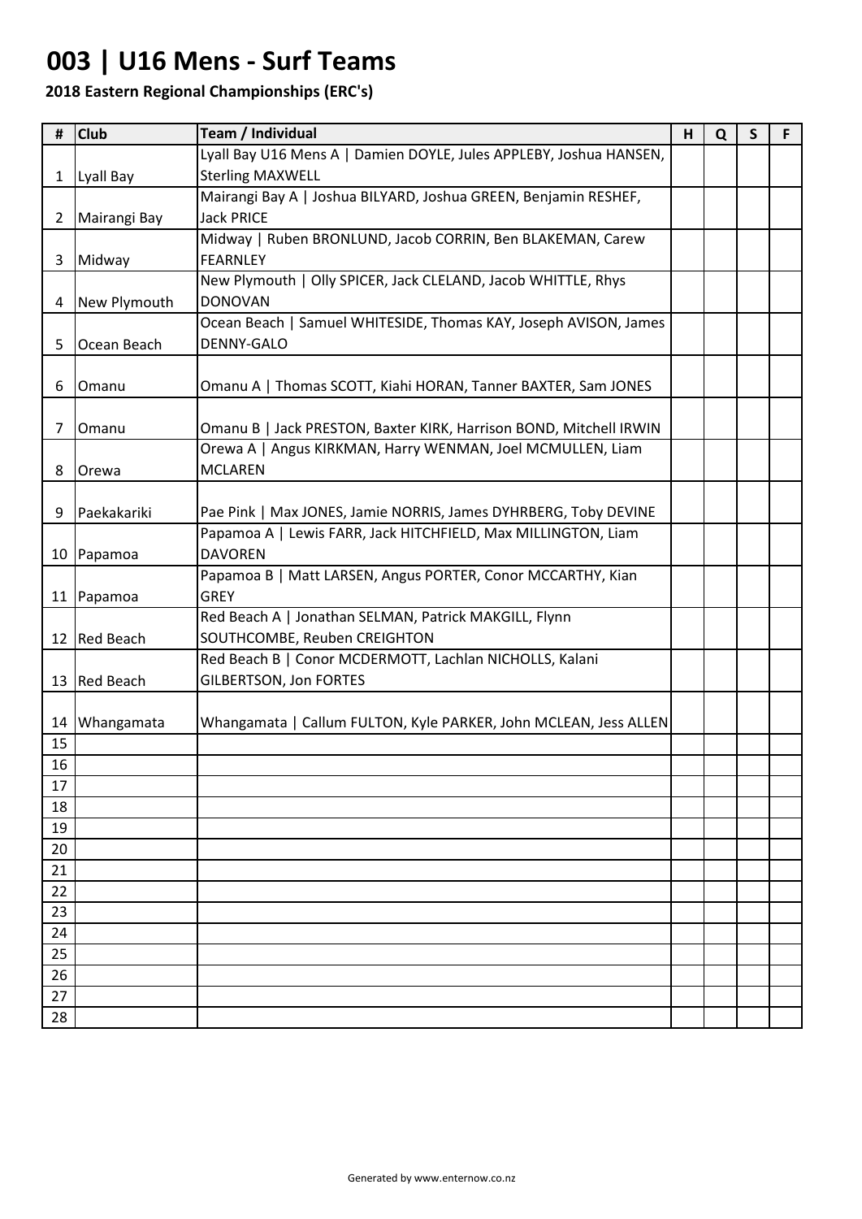# 003 | U16 Mens - Surf Teams

**2018 Eastern Regional Championships (ERC's)**

| # | Club | Team / Individual | H | Q | S | F |
|---|---|---|---|---|---|---|
| 1 | Lyall Bay | Lyall Bay U16 Mens A \| Damien DOYLE, Jules APPLEBY, Joshua HANSEN, Sterling MAXWELL | | | | |
| 2 | Mairangi Bay | Mairangi Bay A \| Joshua BILYARD, Joshua GREEN, Benjamin RESHEF, Jack PRICE | | | | |
| 3 | Midway | Midway \| Ruben BRONLUND, Jacob CORRIN, Ben BLAKEMAN, Carew FEARNLEY | | | | |
| 4 | New Plymouth | New Plymouth \| Olly SPICER, Jack CLELAND, Jacob WHITTLE, Rhys DONOVAN | | | | |
| 5 | Ocean Beach | Ocean Beach \| Samuel WHITESIDE, Thomas KAY, Joseph AVISON, James DENNY-GALO | | | | |
| 6 | Omanu | Omanu A \| Thomas SCOTT, Kiahi HORAN, Tanner BAXTER, Sam JONES | | | | |
| 7 | Omanu | Omanu B \| Jack PRESTON, Baxter KIRK, Harrison BOND, Mitchell IRWIN | | | | |
| 8 | Orewa | Orewa A \| Angus KIRKMAN, Harry WENMAN, Joel MCMULLEN, Liam MCLAREN | | | | |
| 9 | Paekakariki | Pae Pink \| Max JONES, Jamie NORRIS, James DYHRBERG, Toby DEVINE | | | | |
| 10 | Papamoa | Papamoa A \| Lewis FARR, Jack HITCHFIELD, Max MILLINGTON, Liam DAVOREN | | | | |
| 11 | Papamoa | Papamoa B \| Matt LARSEN, Angus PORTER, Conor MCCARTHY, Kian GREY | | | | |
| 12 | Red Beach | Red Beach A \| Jonathan SELMAN, Patrick MAKGILL, Flynn SOUTHCOMBE, Reuben CREIGHTON | | | | |
| 13 | Red Beach | Red Beach B \| Conor MCDERMOTT, Lachlan NICHOLLS, Kalani GILBERTSON, Jon FORTES | | | | |
| 14 | Whangamata | Whangamata \| Callum FULTON, Kyle PARKER, John MCLEAN, Jess ALLEN | | | | |
| 15 | | | | | | |
| 16 | | | | | | |
| 17 | | | | | | |
| 18 | | | | | | |
| 19 | | | | | | |
| 20 | | | | | | |
| 21 | | | | | | |
| 22 | | | | | | |
| 23 | | | | | | |
| 24 | | | | | | |
| 25 | | | | | | |
| 26 | | | | | | |
| 27 | | | | | | |
| 28 | | | | | | |

Generated by www.enternow.co.nz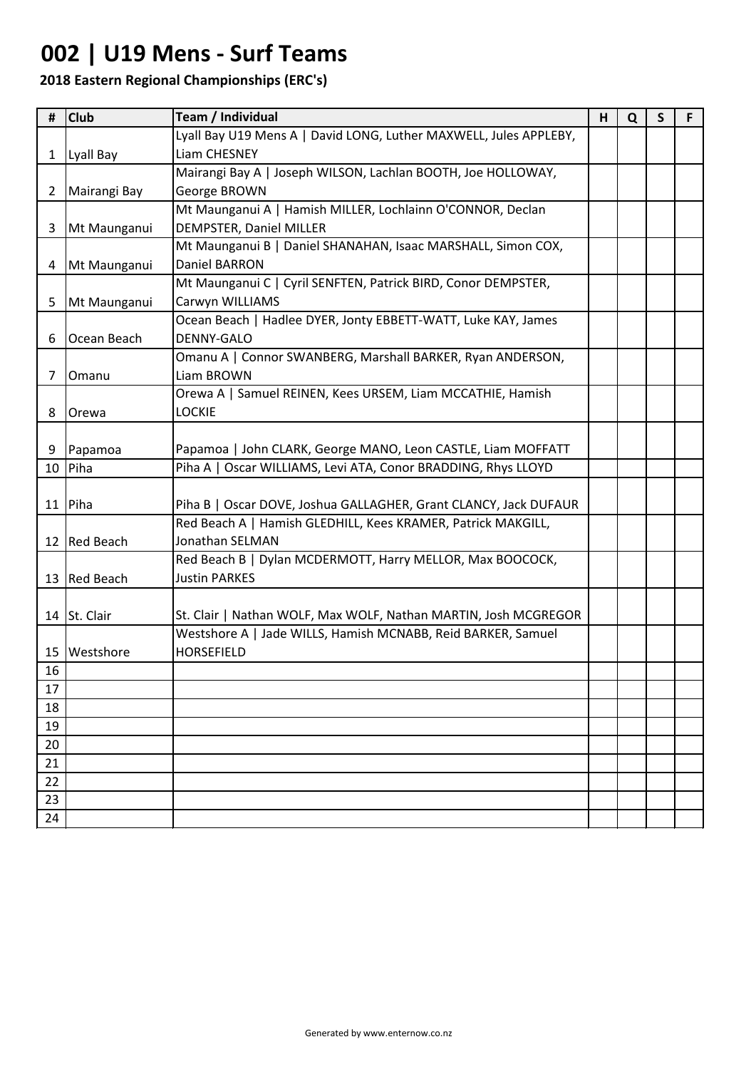# 002 | U19 Mens - Surf Teams

**2018 Eastern Regional Championships (ERC's)**

| # | Club | Team / Individual | H | Q | S | F |
|---|---|---|---|---|---|---|
| 1 | Lyall Bay | Lyall Bay U19 Mens A \| David LONG, Luther MAXWELL, Jules APPLEBY, Liam CHESNEY | | | | |
| 2 | Mairangi Bay | Mairangi Bay A \| Joseph WILSON, Lachlan BOOTH, Joe HOLLOWAY, George BROWN | | | | |
| 3 | Mt Maunganui | Mt Maunganui A \| Hamish MILLER, Lochlainn O'CONNOR, Declan DEMPSTER, Daniel MILLER | | | | |
| 4 | Mt Maunganui | Mt Maunganui B \| Daniel SHANAHAN, Isaac MARSHALL, Simon COX, Daniel BARRON | | | | |
| 5 | Mt Maunganui | Mt Maunganui C \| Cyril SENFTEN, Patrick BIRD, Conor DEMPSTER, Carwyn WILLIAMS | | | | |
| 6 | Ocean Beach | Ocean Beach \| Hadlee DYER, Jonty EBBETT-WATT, Luke KAY, James DENNY-GALO | | | | |
| 7 | Omanu | Omanu A \| Connor SWANBERG, Marshall BARKER, Ryan ANDERSON, Liam BROWN | | | | |
| 8 | Orewa | Orewa A \| Samuel REINEN, Kees URSEM, Liam MCCATHIE, Hamish LOCKIE | | | | |
| 9 | Papamoa | Papamoa \| John CLARK, George MANO, Leon CASTLE, Liam MOFFATT | | | | |
| 10 | Piha | Piha A \| Oscar WILLIAMS, Levi ATA, Conor BRADDING, Rhys LLOYD | | | | |
| 11 | Piha | Piha B \| Oscar DOVE, Joshua GALLAGHER, Grant CLANCY, Jack DUFAUR | | | | |
| 12 | Red Beach | Red Beach A \| Hamish GLEDHILL, Kees KRAMER, Patrick MAKGILL, Jonathan SELMAN | | | | |
| 13 | Red Beach | Red Beach B \| Dylan MCDERMOTT, Harry MELLOR, Max BOOCOCK, Justin PARKES | | | | |
| 14 | St. Clair | St. Clair \| Nathan WOLF, Max WOLF, Nathan MARTIN, Josh MCGREGOR | | | | |
| 15 | Westshore | Westshore A \| Jade WILLS, Hamish MCNABB, Reid BARKER, Samuel HORSEFIELD | | | | |
| 16 | | | | | | |
| 17 | | | | | | |
| 18 | | | | | | |
| 19 | | | | | | |
| 20 | | | | | | |
| 21 | | | | | | |
| 22 | | | | | | |
| 23 | | | | | | |
| 24 | | | | | | |

Generated by www.enternow.co.nz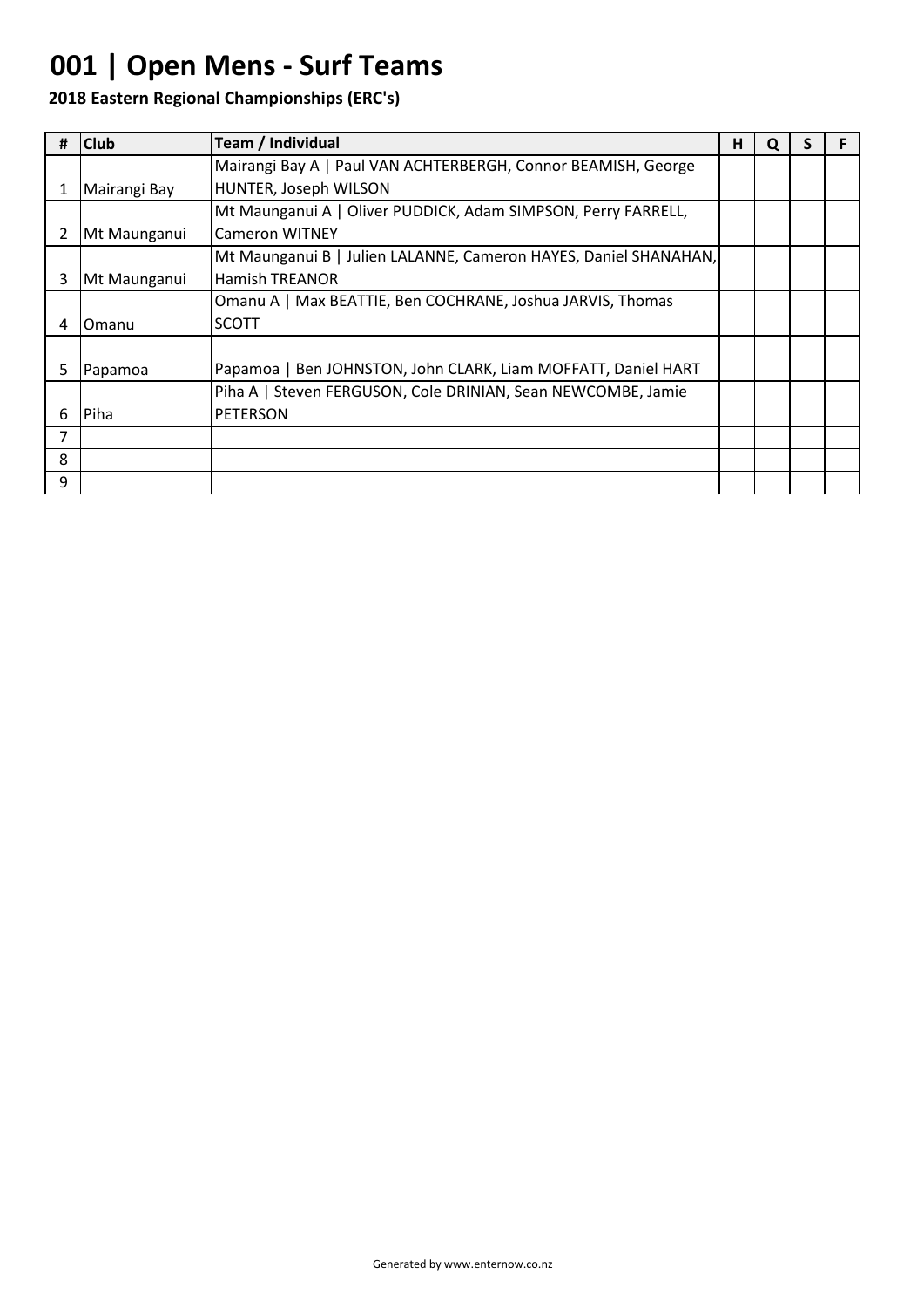# 001 | Open Mens - Surf Teams

**2018 Eastern Regional Championships (ERC's)**

| # | Club | Team / Individual | H | Q | S | F |
|---|---|---|---|---|---|---|
| 1 | Mairangi Bay | Mairangi Bay A \| Paul VAN ACHTERBERGH, Connor BEAMISH, George HUNTER, Joseph WILSON | | | | |
| 2 | Mt Maunganui | Mt Maunganui A \| Oliver PUDDICK, Adam SIMPSON, Perry FARRELL, Cameron WITNEY | | | | |
| 3 | Mt Maunganui | Mt Maunganui B \| Julien LALANNE, Cameron HAYES, Daniel SHANAHAN, Hamish TREANOR | | | | |
| 4 | Omanu | Omanu A \| Max BEATTIE, Ben COCHRANE, Joshua JARVIS, Thomas SCOTT | | | | |
| 5 | Papamoa | Papamoa \| Ben JOHNSTON, John CLARK, Liam MOFFATT, Daniel HART | | | | |
| 6 | Piha | Piha A \| Steven FERGUSON, Cole DRINIAN, Sean NEWCOMBE, Jamie PETERSON | | | | |
| 7 | | | | | | |
| 8 | | | | | | |
| 9 | | | | | | |

Generated by www.enternow.co.nz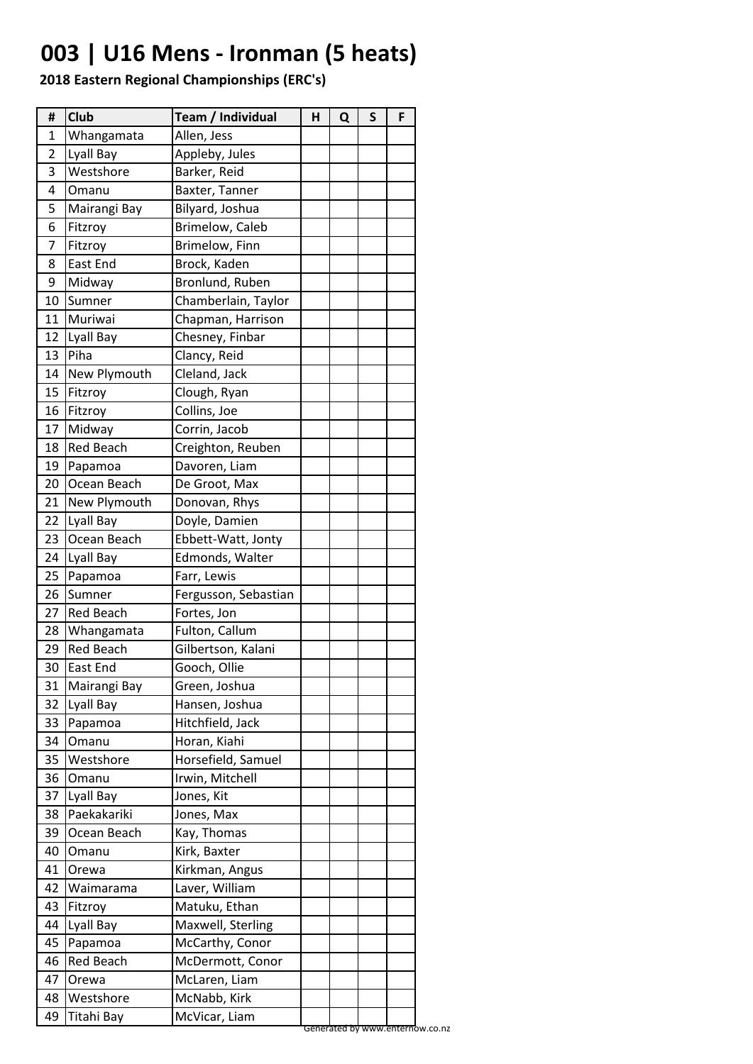# 003 | U16 Mens - Ironman (5 heats)

**2018 Eastern Regional Championships (ERC's)**

| # | Club | Team / Individual | H | Q | S | F |
|---|---|---|---|---|---|---|
| 1 | Whangamata | Allen, Jess | | | | |
| 2 | Lyall Bay | Appleby, Jules | | | | |
| 3 | Westshore | Barker, Reid | | | | |
| 4 | Omanu | Baxter, Tanner | | | | |
| 5 | Mairangi Bay | Bilyard, Joshua | | | | |
| 6 | Fitzroy | Brimelow, Caleb | | | | |
| 7 | Fitzroy | Brimelow, Finn | | | | |
| 8 | East End | Brock, Kaden | | | | |
| 9 | Midway | Bronlund, Ruben | | | | |
| 10 | Sumner | Chamberlain, Taylor | | | | |
| 11 | Muriwai | Chapman, Harrison | | | | |
| 12 | Lyall Bay | Chesney, Finbar | | | | |
| 13 | Piha | Clancy, Reid | | | | |
| 14 | New Plymouth | Cleland, Jack | | | | |
| 15 | Fitzroy | Clough, Ryan | | | | |
| 16 | Fitzroy | Collins, Joe | | | | |
| 17 | Midway | Corrin, Jacob | | | | |
| 18 | Red Beach | Creighton, Reuben | | | | |
| 19 | Papamoa | Davoren, Liam | | | | |
| 20 | Ocean Beach | De Groot, Max | | | | |
| 21 | New Plymouth | Donovan, Rhys | | | | |
| 22 | Lyall Bay | Doyle, Damien | | | | |
| 23 | Ocean Beach | Ebbett-Watt, Jonty | | | | |
| 24 | Lyall Bay | Edmonds, Walter | | | | |
| 25 | Papamoa | Farr, Lewis | | | | |
| 26 | Sumner | Fergusson, Sebastian | | | | |
| 27 | Red Beach | Fortes, Jon | | | | |
| 28 | Whangamata | Fulton, Callum | | | | |
| 29 | Red Beach | Gilbertson, Kalani | | | | |
| 30 | East End | Gooch, Ollie | | | | |
| 31 | Mairangi Bay | Green, Joshua | | | | |
| 32 | Lyall Bay | Hansen, Joshua | | | | |
| 33 | Papamoa | Hitchfield, Jack | | | | |
| 34 | Omanu | Horan, Kiahi | | | | |
| 35 | Westshore | Horsefield, Samuel | | | | |
| 36 | Omanu | Irwin, Mitchell | | | | |
| 37 | Lyall Bay | Jones, Kit | | | | |
| 38 | Paekakariki | Jones, Max | | | | |
| 39 | Ocean Beach | Kay, Thomas | | | | |
| 40 | Omanu | Kirk, Baxter | | | | |
| 41 | Orewa | Kirkman, Angus | | | | |
| 42 | Waimarama | Laver, William | | | | |
| 43 | Fitzroy | Matuku, Ethan | | | | |
| 44 | Lyall Bay | Maxwell, Sterling | | | | |
| 45 | Papamoa | McCarthy, Conor | | | | |
| 46 | Red Beach | McDermott, Conor | | | | |
| 47 | Orewa | McLaren, Liam | | | | |
| 48 | Westshore | McNabb, Kirk | | | | |
| 49 | Titahi Bay | McVicar, Liam | | | | |

Generated by www.enternow.co.nz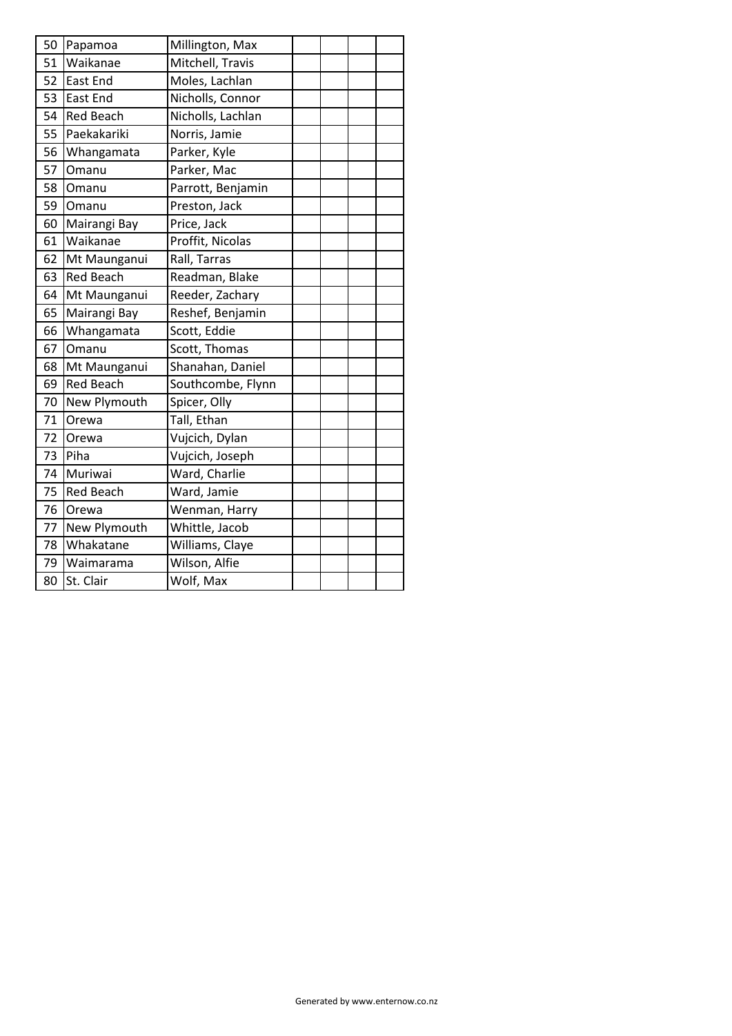| | | | | | | |
|---|---|---|---|---|---|---|
| 50 | Papamoa | Millington, Max | | | | |
| 51 | Waikanae | Mitchell, Travis | | | | |
| 52 | East End | Moles, Lachlan | | | | |
| 53 | East End | Nicholls, Connor | | | | |
| 54 | Red Beach | Nicholls, Lachlan | | | | |
| 55 | Paekakariki | Norris, Jamie | | | | |
| 56 | Whangamata | Parker, Kyle | | | | |
| 57 | Omanu | Parker, Mac | | | | |
| 58 | Omanu | Parrott, Benjamin | | | | |
| 59 | Omanu | Preston, Jack | | | | |
| 60 | Mairangi Bay | Price, Jack | | | | |
| 61 | Waikanae | Proffit, Nicolas | | | | |
| 62 | Mt Maunganui | Rall, Tarras | | | | |
| 63 | Red Beach | Readman, Blake | | | | |
| 64 | Mt Maunganui | Reeder, Zachary | | | | |
| 65 | Mairangi Bay | Reshef, Benjamin | | | | |
| 66 | Whangamata | Scott, Eddie | | | | |
| 67 | Omanu | Scott, Thomas | | | | |
| 68 | Mt Maunganui | Shanahan, Daniel | | | | |
| 69 | Red Beach | Southcombe, Flynn | | | | |
| 70 | New Plymouth | Spicer, Olly | | | | |
| 71 | Orewa | Tall, Ethan | | | | |
| 72 | Orewa | Vujcich, Dylan | | | | |
| 73 | Piha | Vujcich, Joseph | | | | |
| 74 | Muriwai | Ward, Charlie | | | | |
| 75 | Red Beach | Ward, Jamie | | | | |
| 76 | Orewa | Wenman, Harry | | | | |
| 77 | New Plymouth | Whittle, Jacob | | | | |
| 78 | Whakatane | Williams, Claye | | | | |
| 79 | Waimarama | Wilson, Alfie | | | | |
| 80 | St. Clair | Wolf, Max | | | | |

Generated by www.enternow.co.nz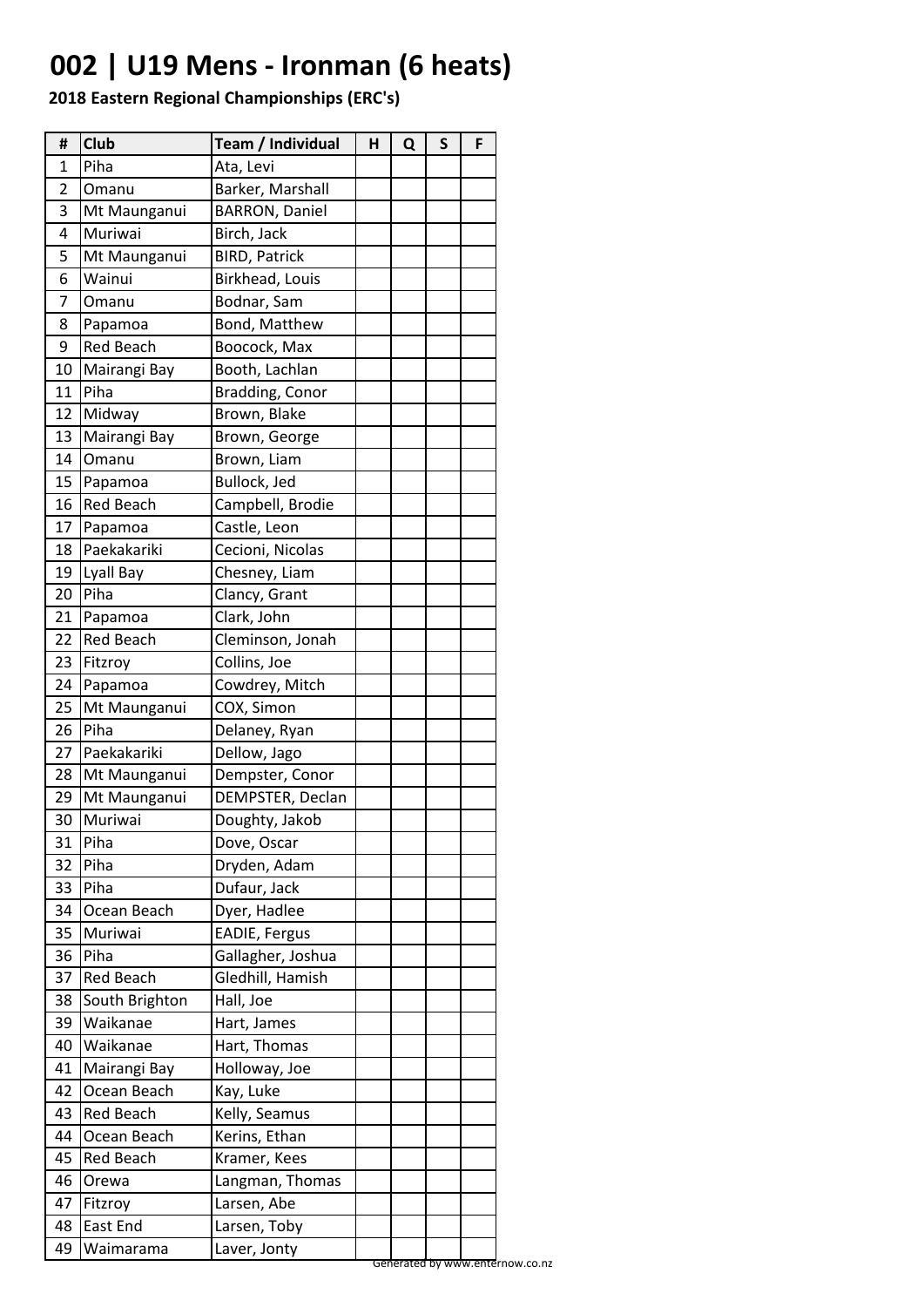# 002 | U19 Mens - Ironman (6 heats)

**2018 Eastern Regional Championships (ERC's)**

| # | Club | Team / Individual | H | Q | S | F |
|---|---|---|---|---|---|---|
| 1 | Piha | Ata, Levi | | | | |
| 2 | Omanu | Barker, Marshall | | | | |
| 3 | Mt Maunganui | BARRON, Daniel | | | | |
| 4 | Muriwai | Birch, Jack | | | | |
| 5 | Mt Maunganui | BIRD, Patrick | | | | |
| 6 | Wainui | Birkhead, Louis | | | | |
| 7 | Omanu | Bodnar, Sam | | | | |
| 8 | Papamoa | Bond, Matthew | | | | |
| 9 | Red Beach | Boocock, Max | | | | |
| 10 | Mairangi Bay | Booth, Lachlan | | | | |
| 11 | Piha | Bradding, Conor | | | | |
| 12 | Midway | Brown, Blake | | | | |
| 13 | Mairangi Bay | Brown, George | | | | |
| 14 | Omanu | Brown, Liam | | | | |
| 15 | Papamoa | Bullock, Jed | | | | |
| 16 | Red Beach | Campbell, Brodie | | | | |
| 17 | Papamoa | Castle, Leon | | | | |
| 18 | Paekakariki | Cecioni, Nicolas | | | | |
| 19 | Lyall Bay | Chesney, Liam | | | | |
| 20 | Piha | Clancy, Grant | | | | |
| 21 | Papamoa | Clark, John | | | | |
| 22 | Red Beach | Cleminson, Jonah | | | | |
| 23 | Fitzroy | Collins, Joe | | | | |
| 24 | Papamoa | Cowdrey, Mitch | | | | |
| 25 | Mt Maunganui | COX, Simon | | | | |
| 26 | Piha | Delaney, Ryan | | | | |
| 27 | Paekakariki | Dellow, Jago | | | | |
| 28 | Mt Maunganui | Dempster, Conor | | | | |
| 29 | Mt Maunganui | DEMPSTER, Declan | | | | |
| 30 | Muriwai | Doughty, Jakob | | | | |
| 31 | Piha | Dove, Oscar | | | | |
| 32 | Piha | Dryden, Adam | | | | |
| 33 | Piha | Dufaur, Jack | | | | |
| 34 | Ocean Beach | Dyer, Hadlee | | | | |
| 35 | Muriwai | EADIE, Fergus | | | | |
| 36 | Piha | Gallagher, Joshua | | | | |
| 37 | Red Beach | Gledhill, Hamish | | | | |
| 38 | South Brighton | Hall, Joe | | | | |
| 39 | Waikanae | Hart, James | | | | |
| 40 | Waikanae | Hart, Thomas | | | | |
| 41 | Mairangi Bay | Holloway, Joe | | | | |
| 42 | Ocean Beach | Kay, Luke | | | | |
| 43 | Red Beach | Kelly, Seamus | | | | |
| 44 | Ocean Beach | Kerins, Ethan | | | | |
| 45 | Red Beach | Kramer, Kees | | | | |
| 46 | Orewa | Langman, Thomas | | | | |
| 47 | Fitzroy | Larsen, Abe | | | | |
| 48 | East End | Larsen, Toby | | | | |
| 49 | Waimarama | Laver, Jonty | | | | |

Generated by www.enternow.co.nz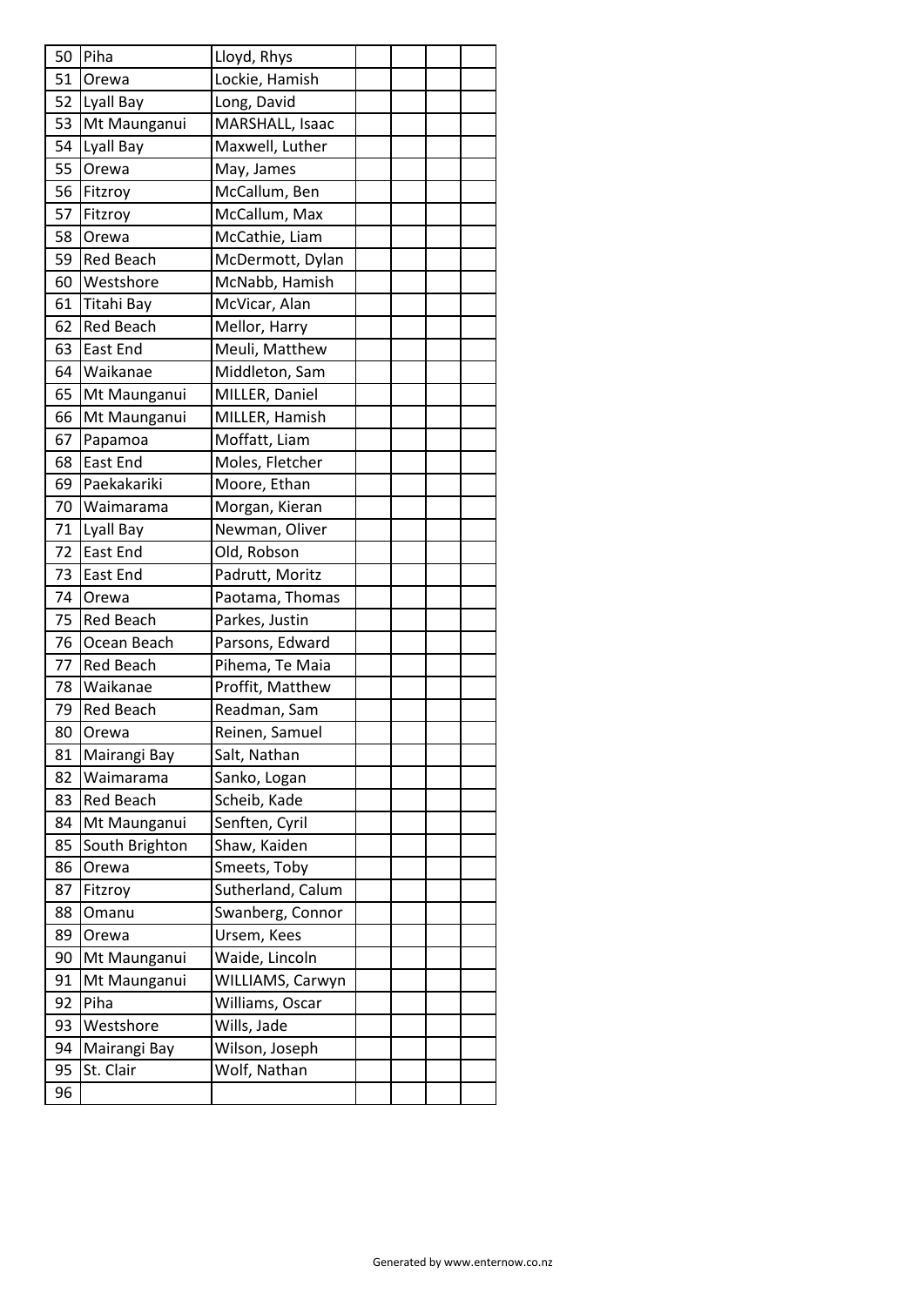| | | | | | | |
|---|---|---|---|---|---|---|
| 50 | Piha | Lloyd, Rhys | | | | |
| 51 | Orewa | Lockie, Hamish | | | | |
| 52 | Lyall Bay | Long, David | | | | |
| 53 | Mt Maunganui | MARSHALL, Isaac | | | | |
| 54 | Lyall Bay | Maxwell, Luther | | | | |
| 55 | Orewa | May, James | | | | |
| 56 | Fitzroy | McCallum, Ben | | | | |
| 57 | Fitzroy | McCallum, Max | | | | |
| 58 | Orewa | McCathie, Liam | | | | |
| 59 | Red Beach | McDermott, Dylan | | | | |
| 60 | Westshore | McNabb, Hamish | | | | |
| 61 | Titahi Bay | McVicar, Alan | | | | |
| 62 | Red Beach | Mellor, Harry | | | | |
| 63 | East End | Meuli, Matthew | | | | |
| 64 | Waikanae | Middleton, Sam | | | | |
| 65 | Mt Maunganui | MILLER, Daniel | | | | |
| 66 | Mt Maunganui | MILLER, Hamish | | | | |
| 67 | Papamoa | Moffatt, Liam | | | | |
| 68 | East End | Moles, Fletcher | | | | |
| 69 | Paekakariki | Moore, Ethan | | | | |
| 70 | Waimarama | Morgan, Kieran | | | | |
| 71 | Lyall Bay | Newman, Oliver | | | | |
| 72 | East End | Old, Robson | | | | |
| 73 | East End | Padrutt, Moritz | | | | |
| 74 | Orewa | Paotama, Thomas | | | | |
| 75 | Red Beach | Parkes, Justin | | | | |
| 76 | Ocean Beach | Parsons, Edward | | | | |
| 77 | Red Beach | Pihema, Te Maia | | | | |
| 78 | Waikanae | Proffit, Matthew | | | | |
| 79 | Red Beach | Readman, Sam | | | | |
| 80 | Orewa | Reinen, Samuel | | | | |
| 81 | Mairangi Bay | Salt, Nathan | | | | |
| 82 | Waimarama | Sanko, Logan | | | | |
| 83 | Red Beach | Scheib, Kade | | | | |
| 84 | Mt Maunganui | Senften, Cyril | | | | |
| 85 | South Brighton | Shaw, Kaiden | | | | |
| 86 | Orewa | Smeets, Toby | | | | |
| 87 | Fitzroy | Sutherland, Calum | | | | |
| 88 | Omanu | Swanberg, Connor | | | | |
| 89 | Orewa | Ursem, Kees | | | | |
| 90 | Mt Maunganui | Waide, Lincoln | | | | |
| 91 | Mt Maunganui | WILLIAMS, Carwyn | | | | |
| 92 | Piha | Williams, Oscar | | | | |
| 93 | Westshore | Wills, Jade | | | | |
| 94 | Mairangi Bay | Wilson, Joseph | | | | |
| 95 | St. Clair | Wolf, Nathan | | | | |
| 96 | | | | | | |

Generated by www.enternow.co.nz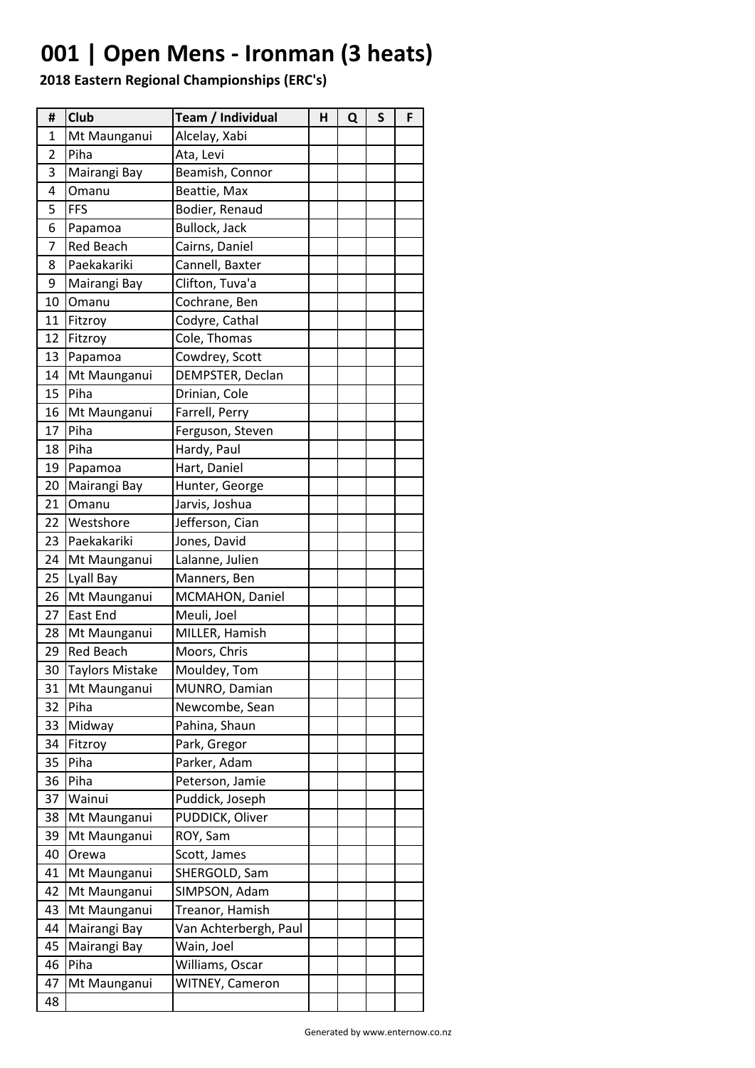# 001 | Open Mens - Ironman (3 heats)

**2018 Eastern Regional Championships (ERC's)**

| # | Club | Team / Individual | H | Q | S | F |
|---|---|---|---|---|---|---|
| 1 | Mt Maunganui | Alcelay, Xabi | | | | |
| 2 | Piha | Ata, Levi | | | | |
| 3 | Mairangi Bay | Beamish, Connor | | | | |
| 4 | Omanu | Beattie, Max | | | | |
| 5 | FFS | Bodier, Renaud | | | | |
| 6 | Papamoa | Bullock, Jack | | | | |
| 7 | Red Beach | Cairns, Daniel | | | | |
| 8 | Paekakariki | Cannell, Baxter | | | | |
| 9 | Mairangi Bay | Clifton, Tuva'a | | | | |
| 10 | Omanu | Cochrane, Ben | | | | |
| 11 | Fitzroy | Codyre, Cathal | | | | |
| 12 | Fitzroy | Cole, Thomas | | | | |
| 13 | Papamoa | Cowdrey, Scott | | | | |
| 14 | Mt Maunganui | DEMPSTER, Declan | | | | |
| 15 | Piha | Drinian, Cole | | | | |
| 16 | Mt Maunganui | Farrell, Perry | | | | |
| 17 | Piha | Ferguson, Steven | | | | |
| 18 | Piha | Hardy, Paul | | | | |
| 19 | Papamoa | Hart, Daniel | | | | |
| 20 | Mairangi Bay | Hunter, George | | | | |
| 21 | Omanu | Jarvis, Joshua | | | | |
| 22 | Westshore | Jefferson, Cian | | | | |
| 23 | Paekakariki | Jones, David | | | | |
| 24 | Mt Maunganui | Lalanne, Julien | | | | |
| 25 | Lyall Bay | Manners, Ben | | | | |
| 26 | Mt Maunganui | MCMAHON, Daniel | | | | |
| 27 | East End | Meuli, Joel | | | | |
| 28 | Mt Maunganui | MILLER, Hamish | | | | |
| 29 | Red Beach | Moors, Chris | | | | |
| 30 | Taylors Mistake | Mouldey, Tom | | | | |
| 31 | Mt Maunganui | MUNRO, Damian | | | | |
| 32 | Piha | Newcombe, Sean | | | | |
| 33 | Midway | Pahina, Shaun | | | | |
| 34 | Fitzroy | Park, Gregor | | | | |
| 35 | Piha | Parker, Adam | | | | |
| 36 | Piha | Peterson, Jamie | | | | |
| 37 | Wainui | Puddick, Joseph | | | | |
| 38 | Mt Maunganui | PUDDICK, Oliver | | | | |
| 39 | Mt Maunganui | ROY, Sam | | | | |
| 40 | Orewa | Scott, James | | | | |
| 41 | Mt Maunganui | SHERGOLD, Sam | | | | |
| 42 | Mt Maunganui | SIMPSON, Adam | | | | |
| 43 | Mt Maunganui | Treanor, Hamish | | | | |
| 44 | Mairangi Bay | Van Achterbergh, Paul | | | | |
| 45 | Mairangi Bay | Wain, Joel | | | | |
| 46 | Piha | Williams, Oscar | | | | |
| 47 | Mt Maunganui | WITNEY, Cameron | | | | |
| 48 | | | | | | |

Generated by www.enternow.co.nz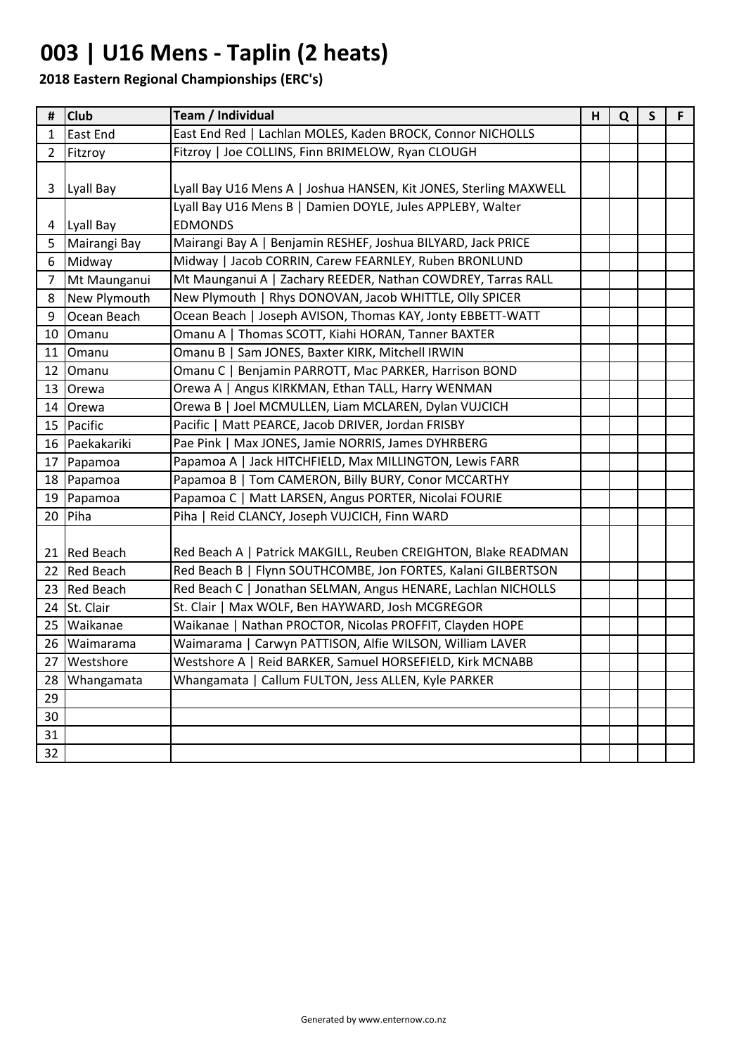# 003 | U16 Mens - Taplin (2 heats)

**2018 Eastern Regional Championships (ERC's)**

| # | Club | Team / Individual | H | Q | S | F |
|---|---|---|---|---|---|---|
| 1 | East End | East End Red \| Lachlan MOLES, Kaden BROCK, Connor NICHOLLS | | | | |
| 2 | Fitzroy | Fitzroy \| Joe COLLINS, Finn BRIMELOW, Ryan CLOUGH | | | | |
| 3 | Lyall Bay | Lyall Bay U16 Mens A \| Joshua HANSEN, Kit JONES, Sterling MAXWELL | | | | |
| 4 | Lyall Bay | Lyall Bay U16 Mens B \| Damien DOYLE, Jules APPLEBY, Walter EDMONDS | | | | |
| 5 | Mairangi Bay | Mairangi Bay A \| Benjamin RESHEF, Joshua BILYARD, Jack PRICE | | | | |
| 6 | Midway | Midway \| Jacob CORRIN, Carew FEARNLEY, Ruben BRONLUND | | | | |
| 7 | Mt Maunganui | Mt Maunganui A \| Zachary REEDER, Nathan COWDREY, Tarras RALL | | | | |
| 8 | New Plymouth | New Plymouth \| Rhys DONOVAN, Jacob WHITTLE, Olly SPICER | | | | |
| 9 | Ocean Beach | Ocean Beach \| Joseph AVISON, Thomas KAY, Jonty EBBETT-WATT | | | | |
| 10 | Omanu | Omanu A \| Thomas SCOTT, Kiahi HORAN, Tanner BAXTER | | | | |
| 11 | Omanu | Omanu B \| Sam JONES, Baxter KIRK, Mitchell IRWIN | | | | |
| 12 | Omanu | Omanu C \| Benjamin PARROTT, Mac PARKER, Harrison BOND | | | | |
| 13 | Orewa | Orewa A \| Angus KIRKMAN, Ethan TALL, Harry WENMAN | | | | |
| 14 | Orewa | Orewa B \| Joel MCMULLEN, Liam MCLAREN, Dylan VUJCICH | | | | |
| 15 | Pacific | Pacific \| Matt PEARCE, Jacob DRIVER, Jordan FRISBY | | | | |
| 16 | Paekakariki | Pae Pink \| Max JONES, Jamie NORRIS, James DYHRBERG | | | | |
| 17 | Papamoa | Papamoa A \| Jack HITCHFIELD, Max MILLINGTON, Lewis FARR | | | | |
| 18 | Papamoa | Papamoa B \| Tom CAMERON, Billy BURY, Conor MCCARTHY | | | | |
| 19 | Papamoa | Papamoa C \| Matt LARSEN, Angus PORTER, Nicolai FOURIE | | | | |
| 20 | Piha | Piha \| Reid CLANCY, Joseph VUJCICH, Finn WARD | | | | |
| 21 | Red Beach | Red Beach A \| Patrick MAKGILL, Reuben CREIGHTON, Blake READMAN | | | | |
| 22 | Red Beach | Red Beach B \| Flynn SOUTHCOMBE, Jon FORTES, Kalani GILBERTSON | | | | |
| 23 | Red Beach | Red Beach C \| Jonathan SELMAN, Angus HENARE, Lachlan NICHOLLS | | | | |
| 24 | St. Clair | St. Clair \| Max WOLF, Ben HAYWARD, Josh MCGREGOR | | | | |
| 25 | Waikanae | Waikanae \| Nathan PROCTOR, Nicolas PROFFIT, Clayden HOPE | | | | |
| 26 | Waimarama | Waimarama \| Carwyn PATTISON, Alfie WILSON, William LAVER | | | | |
| 27 | Westshore | Westshore A \| Reid BARKER, Samuel HORSEFIELD, Kirk MCNABB | | | | |
| 28 | Whangamata | Whangamata \| Callum FULTON, Jess ALLEN, Kyle PARKER | | | | |
| 29 | | | | | | |
| 30 | | | | | | |
| 31 | | | | | | |
| 32 | | | | | | |

Generated by www.enternow.co.nz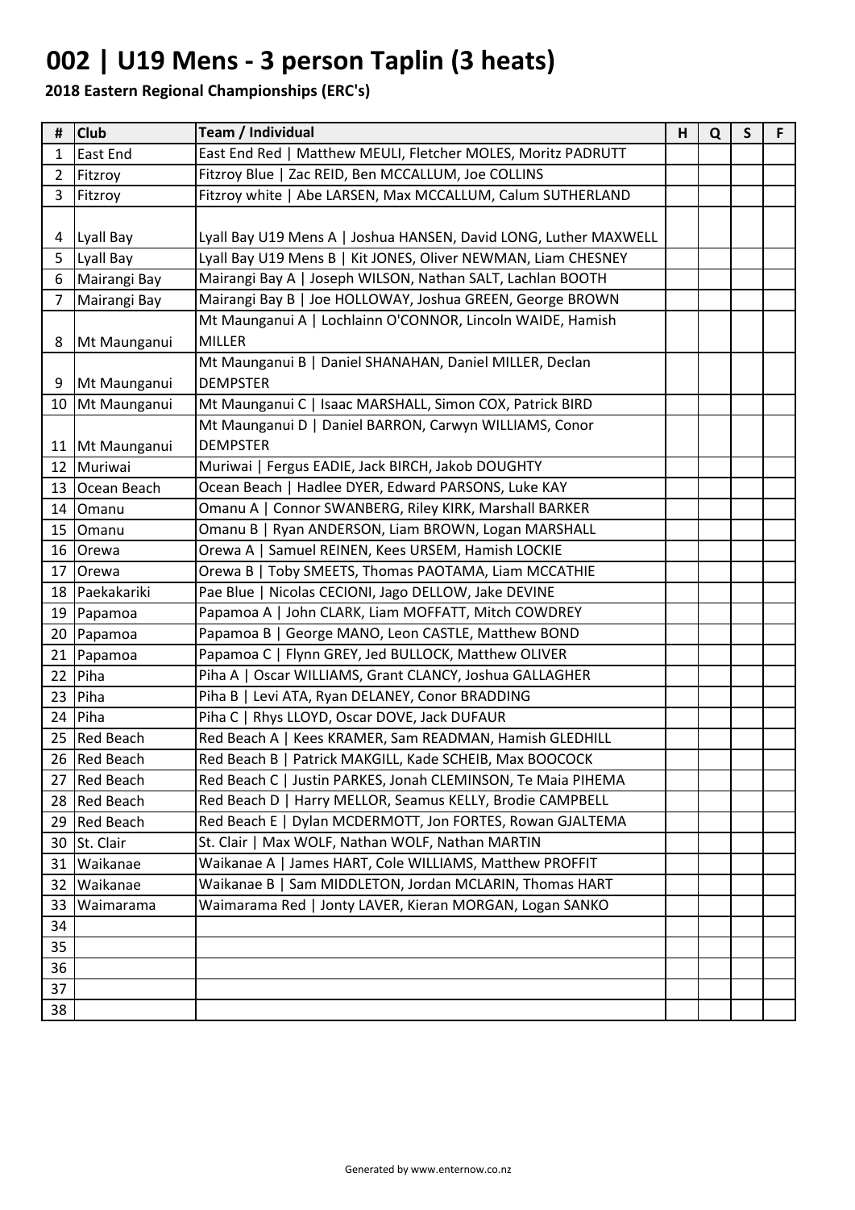# 002 | U19 Mens - 3 person Taplin (3 heats)

**2018 Eastern Regional Championships (ERC's)**

| # | Club | Team / Individual | H | Q | S | F |
|---|---|---|---|---|---|---|
| 1 | East End | East End Red \| Matthew MEULI, Fletcher MOLES, Moritz PADRUTT | | | | |
| 2 | Fitzroy | Fitzroy Blue \| Zac REID, Ben MCCALLUM, Joe COLLINS | | | | |
| 3 | Fitzroy | Fitzroy white \| Abe LARSEN, Max MCCALLUM, Calum SUTHERLAND | | | | |
| 4 | Lyall Bay | Lyall Bay U19 Mens A \| Joshua HANSEN, David LONG, Luther MAXWELL | | | | |
| 5 | Lyall Bay | Lyall Bay U19 Mens B \| Kit JONES, Oliver NEWMAN, Liam CHESNEY | | | | |
| 6 | Mairangi Bay | Mairangi Bay A \| Joseph WILSON, Nathan SALT, Lachlan BOOTH | | | | |
| 7 | Mairangi Bay | Mairangi Bay B \| Joe HOLLOWAY, Joshua GREEN, George BROWN | | | | |
| 8 | Mt Maunganui | Mt Maunganui A \| Lochlainn O'CONNOR, Lincoln WAIDE, Hamish MILLER | | | | |
| 9 | Mt Maunganui | Mt Maunganui B \| Daniel SHANAHAN, Daniel MILLER, Declan DEMPSTER | | | | |
| 10 | Mt Maunganui | Mt Maunganui C \| Isaac MARSHALL, Simon COX, Patrick BIRD | | | | |
| 11 | Mt Maunganui | Mt Maunganui D \| Daniel BARRON, Carwyn WILLIAMS, Conor DEMPSTER | | | | |
| 12 | Muriwai | Muriwai \| Fergus EADIE, Jack BIRCH, Jakob DOUGHTY | | | | |
| 13 | Ocean Beach | Ocean Beach \| Hadlee DYER, Edward PARSONS, Luke KAY | | | | |
| 14 | Omanu | Omanu A \| Connor SWANBERG, Riley KIRK, Marshall BARKER | | | | |
| 15 | Omanu | Omanu B \| Ryan ANDERSON, Liam BROWN, Logan MARSHALL | | | | |
| 16 | Orewa | Orewa A \| Samuel REINEN, Kees URSEM, Hamish LOCKIE | | | | |
| 17 | Orewa | Orewa B \| Toby SMEETS, Thomas PAOTAMA, Liam MCCATHIE | | | | |
| 18 | Paekakariki | Pae Blue \| Nicolas CECIONI, Jago DELLOW, Jake DEVINE | | | | |
| 19 | Papamoa | Papamoa A \| John CLARK, Liam MOFFATT, Mitch COWDREY | | | | |
| 20 | Papamoa | Papamoa B \| George MANO, Leon CASTLE, Matthew BOND | | | | |
| 21 | Papamoa | Papamoa C \| Flynn GREY, Jed BULLOCK, Matthew OLIVER | | | | |
| 22 | Piha | Piha A \| Oscar WILLIAMS, Grant CLANCY, Joshua GALLAGHER | | | | |
| 23 | Piha | Piha B \| Levi ATA, Ryan DELANEY, Conor BRADDING | | | | |
| 24 | Piha | Piha C \| Rhys LLOYD, Oscar DOVE, Jack DUFAUR | | | | |
| 25 | Red Beach | Red Beach A \| Kees KRAMER, Sam READMAN, Hamish GLEDHILL | | | | |
| 26 | Red Beach | Red Beach B \| Patrick MAKGILL, Kade SCHEIB, Max BOOCOCK | | | | |
| 27 | Red Beach | Red Beach C \| Justin PARKES, Jonah CLEMINSON, Te Maia PIHEMA | | | | |
| 28 | Red Beach | Red Beach D \| Harry MELLOR, Seamus KELLY, Brodie CAMPBELL | | | | |
| 29 | Red Beach | Red Beach E \| Dylan MCDERMOTT, Jon FORTES, Rowan GJALTEMA | | | | |
| 30 | St. Clair | St. Clair \| Max WOLF, Nathan WOLF, Nathan MARTIN | | | | |
| 31 | Waikanae | Waikanae A \| James HART, Cole WILLIAMS, Matthew PROFFIT | | | | |
| 32 | Waikanae | Waikanae B \| Sam MIDDLETON, Jordan MCLARIN, Thomas HART | | | | |
| 33 | Waimarama | Waimarama Red \| Jonty LAVER, Kieran MORGAN, Logan SANKO | | | | |
| 34 | | | | | | |
| 35 | | | | | | |
| 36 | | | | | | |
| 37 | | | | | | |
| 38 | | | | | | |

Generated by www.enternow.co.nz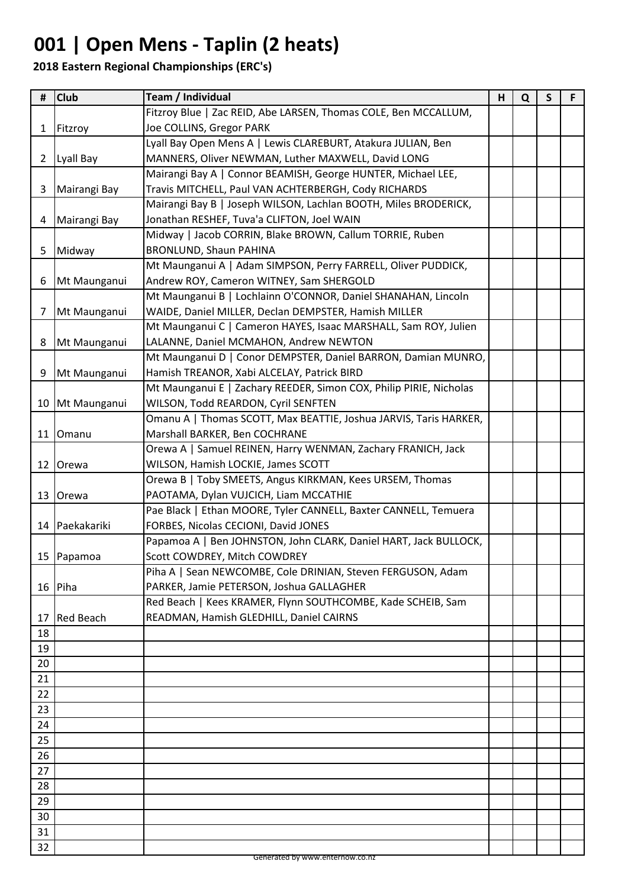# 001 | Open Mens - Taplin (2 heats)

**2018 Eastern Regional Championships (ERC's)**

| # | Club | Team / Individual | H | Q | S | F |
|---|---|---|---|---|---|---|
| 1 | Fitzroy | Fitzroy Blue \| Zac REID, Abe LARSEN, Thomas COLE, Ben MCCALLUM, Joe COLLINS, Gregor PARK | | | | |
| 2 | Lyall Bay | Lyall Bay Open Mens A \| Lewis CLAREBURT, Atakura JULIAN, Ben MANNERS, Oliver NEWMAN, Luther MAXWELL, David LONG | | | | |
| 3 | Mairangi Bay | Mairangi Bay A \| Connor BEAMISH, George HUNTER, Michael LEE, Travis MITCHELL, Paul VAN ACHTERBERGH, Cody RICHARDS | | | | |
| 4 | Mairangi Bay | Mairangi Bay B \| Joseph WILSON, Lachlan BOOTH, Miles BRODERICK, Jonathan RESHEF, Tuva'a CLIFTON, Joel WAIN | | | | |
| 5 | Midway | Midway \| Jacob CORRIN, Blake BROWN, Callum TORRIE, Ruben BRONLUND, Shaun PAHINA | | | | |
| 6 | Mt Maunganui | Mt Maunganui A \| Adam SIMPSON, Perry FARRELL, Oliver PUDDICK, Andrew ROY, Cameron WITNEY, Sam SHERGOLD | | | | |
| 7 | Mt Maunganui | Mt Maunganui B \| Lochlainn O'CONNOR, Daniel SHANAHAN, Lincoln WAIDE, Daniel MILLER, Declan DEMPSTER, Hamish MILLER | | | | |
| 8 | Mt Maunganui | Mt Maunganui C \| Cameron HAYES, Isaac MARSHALL, Sam ROY, Julien LALANNE, Daniel MCMAHON, Andrew NEWTON | | | | |
| 9 | Mt Maunganui | Mt Maunganui D \| Conor DEMPSTER, Daniel BARRON, Damian MUNRO, Hamish TREANOR, Xabi ALCELAY, Patrick BIRD | | | | |
| 10 | Mt Maunganui | Mt Maunganui E \| Zachary REEDER, Simon COX, Philip PIRIE, Nicholas WILSON, Todd REARDON, Cyril SENFTEN | | | | |
| 11 | Omanu | Omanu A \| Thomas SCOTT, Max BEATTIE, Joshua JARVIS, Taris HARKER, Marshall BARKER, Ben COCHRANE | | | | |
| 12 | Orewa | Orewa A \| Samuel REINEN, Harry WENMAN, Zachary FRANICH, Jack WILSON, Hamish LOCKIE, James SCOTT | | | | |
| 13 | Orewa | Orewa B \| Toby SMEETS, Angus KIRKMAN, Kees URSEM, Thomas PAOTAMA, Dylan VUJCICH, Liam MCCATHIE | | | | |
| 14 | Paekakariki | Pae Black \| Ethan MOORE, Tyler CANNELL, Baxter CANNELL, Temuera FORBES, Nicolas CECIONI, David JONES | | | | |
| 15 | Papamoa | Papamoa A \| Ben JOHNSTON, John CLARK, Daniel HART, Jack BULLOCK, Scott COWDREY, Mitch COWDREY | | | | |
| 16 | Piha | Piha A \| Sean NEWCOMBE, Cole DRINIAN, Steven FERGUSON, Adam PARKER, Jamie PETERSON, Joshua GALLAGHER | | | | |
| 17 | Red Beach | Red Beach \| Kees KRAMER, Flynn SOUTHCOMBE, Kade SCHEIB, Sam READMAN, Hamish GLEDHILL, Daniel CAIRNS | | | | |
| 18 | | | | | | |
| 19 | | | | | | |
| 20 | | | | | | |
| 21 | | | | | | |
| 22 | | | | | | |
| 23 | | | | | | |
| 24 | | | | | | |
| 25 | | | | | | |
| 26 | | | | | | |
| 27 | | | | | | |
| 28 | | | | | | |
| 29 | | | | | | |
| 30 | | | | | | |
| 31 | | | | | | |
| 32 | | | | | | |

Generated by www.enternow.co.nz